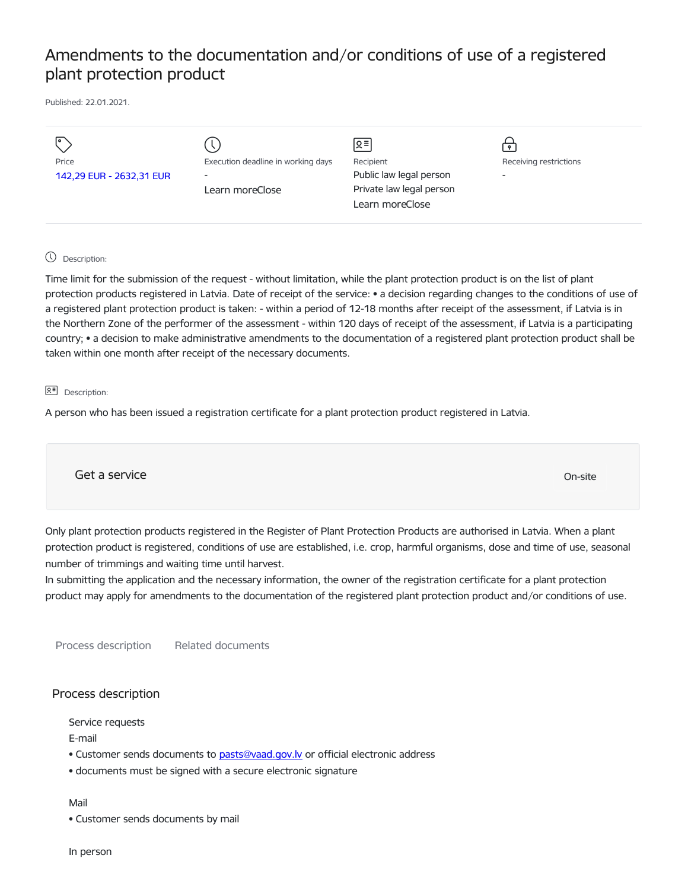# Amendments to the documentation and/or conditions of use of a registered plant protection product

Published: 22.01.2021.

Price
142,29 EUR - 2632,31 EUR

Execution deadline in working days
-
Learn moreClose

Recipient
Public law legal person
Private law legal person
Learn moreClose

Receiving restrictions
-

Description:

Time limit for the submission of the request - without limitation, while the plant protection product is on the list of plant protection products registered in Latvia. Date of receipt of the service: • a decision regarding changes to the conditions of use of a registered plant protection product is taken: - within a period of 12-18 months after receipt of the assessment, if Latvia is in the Northern Zone of the performer of the assessment - within 120 days of receipt of the assessment, if Latvia is a participating country; • a decision to make administrative amendments to the documentation of a registered plant protection product shall be taken within one month after receipt of the necessary documents.

Description:

A person who has been issued a registration certificate for a plant protection product registered in Latvia.

Get a service

On-site

Only plant protection products registered in the Register of Plant Protection Products are authorised in Latvia. When a plant protection product is registered, conditions of use are established, i.e. crop, harmful organisms, dose and time of use, seasonal number of trimmings and waiting time until harvest.
In submitting the application and the necessary information, the owner of the registration certificate for a plant protection product may apply for amendments to the documentation of the registered plant protection product and/or conditions of use.

Process description | Related documents

## Process description

Service requests

E-mail

- Customer sends documents to pasts@vaad.gov.lv or official electronic address
- documents must be signed with a secure electronic signature

Mail

- Customer sends documents by mail

In person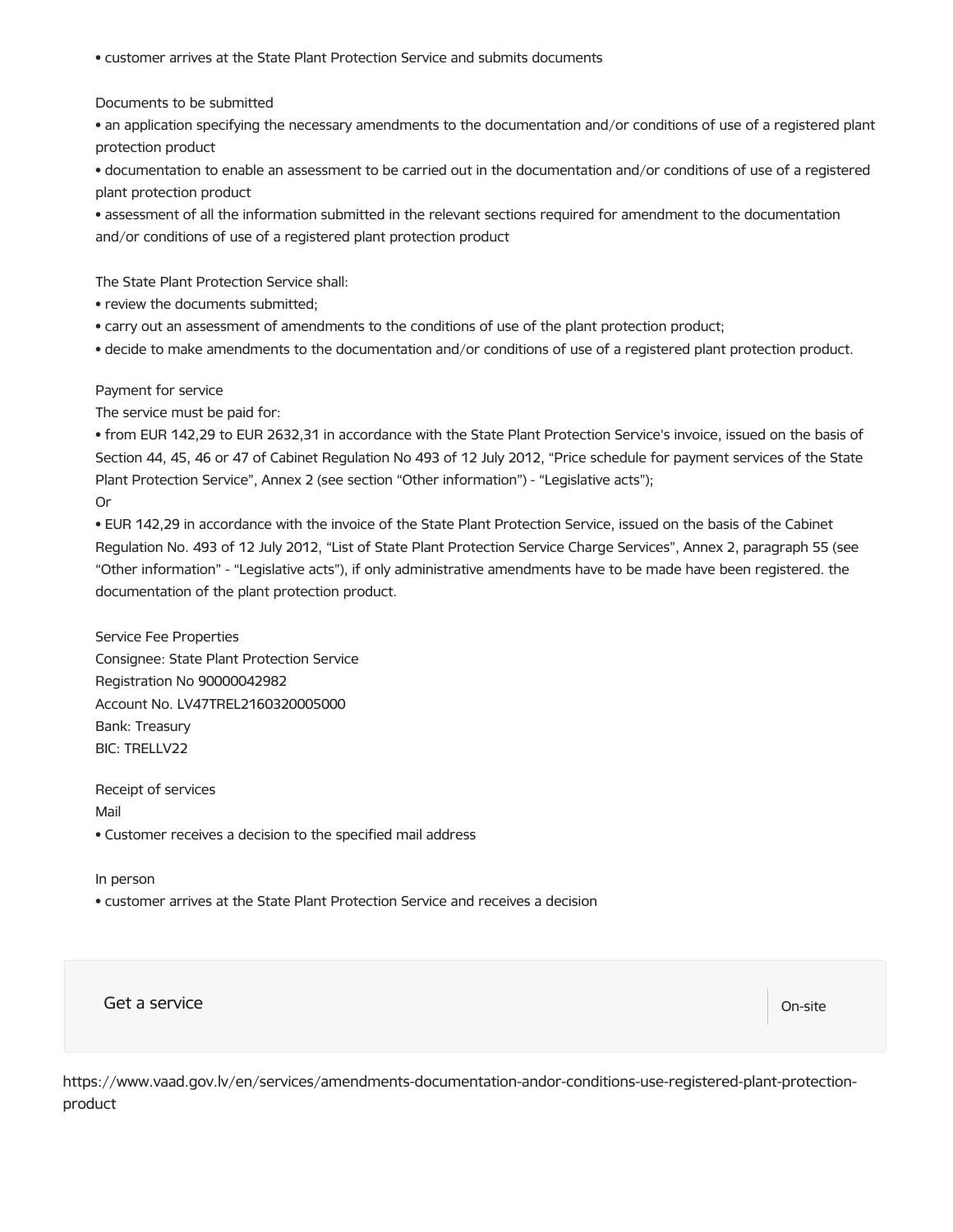• customer arrives at the State Plant Protection Service and submits documents

Documents to be submitted

- an application specifying the necessary amendments to the documentation and/or conditions of use of a registered plant protection product
- documentation to enable an assessment to be carried out in the documentation and/or conditions of use of a registered plant protection product
- assessment of all the information submitted in the relevant sections required for amendment to the documentation and/or conditions of use of a registered plant protection product

The State Plant Protection Service shall:

- review the documents submitted;
- carry out an assessment of amendments to the conditions of use of the plant protection product;
- decide to make amendments to the documentation and/or conditions of use of a registered plant protection product.

Payment for service

The service must be paid for:

- from EUR 142,29 to EUR 2632,31 in accordance with the State Plant Protection Service's invoice, issued on the basis of Section 44, 45, 46 or 47 of Cabinet Regulation No 493 of 12 July 2012, "Price schedule for payment services of the State Plant Protection Service", Annex 2 (see section "Other information") - "Legislative acts");

Or

- EUR 142,29 in accordance with the invoice of the State Plant Protection Service, issued on the basis of the Cabinet Regulation No. 493 of 12 July 2012, "List of State Plant Protection Service Charge Services", Annex 2, paragraph 55 (see "Other information" - "Legislative acts"), if only administrative amendments have to be made have been registered. the documentation of the plant protection product.

Service Fee Properties

Consignee: State Plant Protection Service

Registration No 90000042982

Account No. LV47TREL2160320005000

Bank: Treasury

BIC: TRELLV22

Receipt of services

Mail

- Customer receives a decision to the specified mail address

In person

- customer arrives at the State Plant Protection Service and receives a decision

Get a service

On-site

https://www.vaad.gov.lv/en/services/amendments-documentation-andor-conditions-use-registered-plant-protection-product